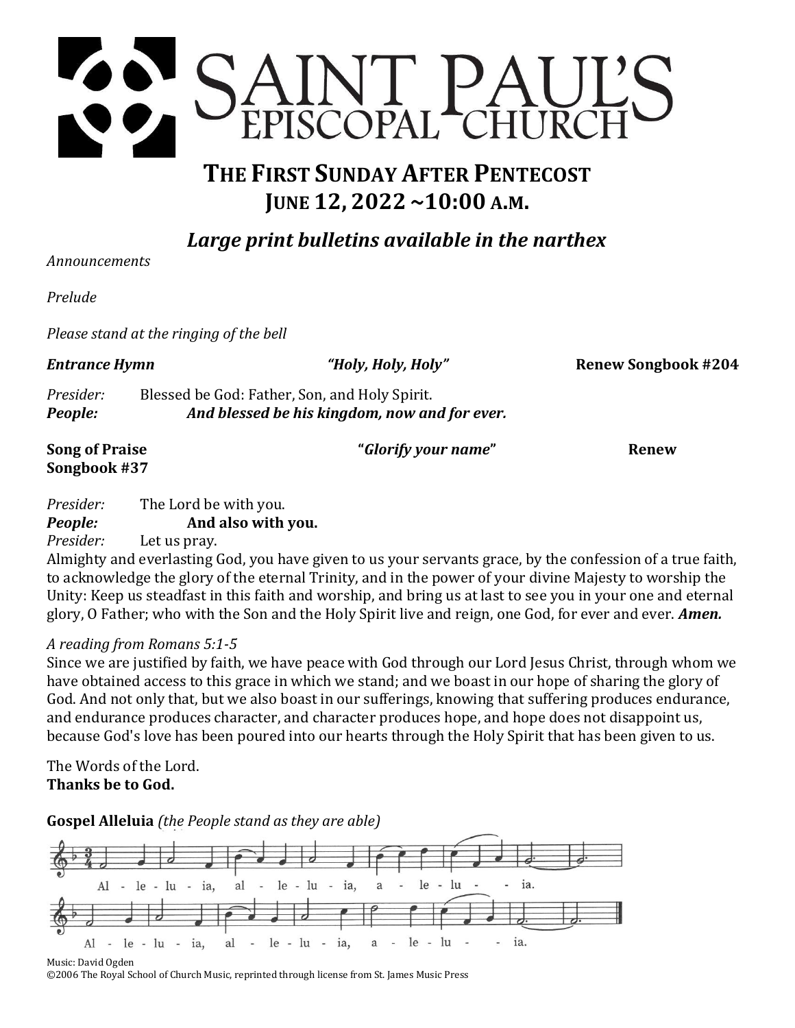# SAINT PAUL'S EPISCOPAL CHURCH

## THE FIRST SUNDAY AFTER PENTECOST
## JUNE 12, 2022 ~10:00 A.M.

### *Large print bulletins available in the narthex*

*Announcements*

*Prelude*

*Please stand at the ringing of the bell*

***Entrance Hymn*** *"Holy, Holy, Holy"* **Renew Songbook #204**

*Presider:* Blessed be God: Father, Son, and Holy Spirit.
***People:*** ***And blessed be his kingdom, now and for ever.***

**Song of Praise** **"*Glorify your name*"** **Renew Songbook #37**

*Presider:* The Lord be with you.
***People:*** **And also with you.**
*Presider:* Let us pray.

Almighty and everlasting God, you have given to us your servants grace, by the confession of a true faith, to acknowledge the glory of the eternal Trinity, and in the power of your divine Majesty to worship the Unity: Keep us steadfast in this faith and worship, and bring us at last to see you in your one and eternal glory, O Father; who with the Son and the Holy Spirit live and reign, one God, for ever and ever. ***Amen.***

*A reading from Romans 5:1-5*

Since we are justified by faith, we have peace with God through our Lord Jesus Christ, through whom we have obtained access to this grace in which we stand; and we boast in our hope of sharing the glory of God. And not only that, but we also boast in our sufferings, knowing that suffering produces endurance, and endurance produces character, and character produces hope, and hope does not disappoint us, because God's love has been poured into our hearts through the Holy Spirit that has been given to us.

The Words of the Lord.
**Thanks be to God.**

**Gospel Alleluia** *(the People stand as they are able)*

Al - le - lu - ia, al - le - lu - ia, a - le - lu - ia.
Al - le - lu - ia, al - le - lu - ia, a - le - lu - ia.

Music: David Ogden
©2006 The Royal School of Church Music, reprinted through license from St. James Music Press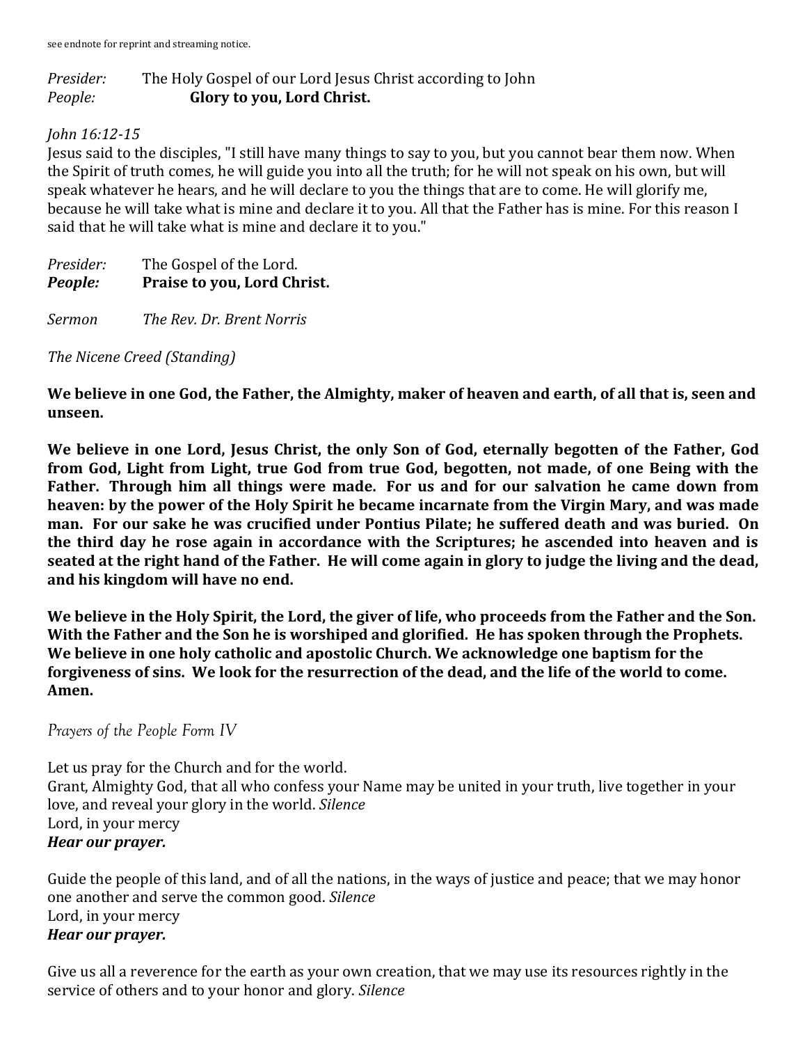see endnote for reprint and streaming notice.

*Presider:* The Holy Gospel of our Lord Jesus Christ according to John
*People:* **Glory to you, Lord Christ.**

*John 16:12-15*
Jesus said to the disciples, "I still have many things to say to you, but you cannot bear them now. When the Spirit of truth comes, he will guide you into all the truth; for he will not speak on his own, but will speak whatever he hears, and he will declare to you the things that are to come. He will glorify me, because he will take what is mine and declare it to you. All that the Father has is mine. For this reason I said that he will take what is mine and declare it to you."

*Presider:* The Gospel of the Lord.
***People:*** **Praise to you, Lord Christ.**

*Sermon* *The Rev. Dr. Brent Norris*

*The Nicene Creed (Standing)*

**We believe in one God, the Father, the Almighty, maker of heaven and earth, of all that is, seen and unseen.**

**We believe in one Lord, Jesus Christ, the only Son of God, eternally begotten of the Father, God from God, Light from Light, true God from true God, begotten, not made, of one Being with the Father. Through him all things were made. For us and for our salvation he came down from heaven: by the power of the Holy Spirit he became incarnate from the Virgin Mary, and was made man. For our sake he was crucified under Pontius Pilate; he suffered death and was buried. On the third day he rose again in accordance with the Scriptures; he ascended into heaven and is seated at the right hand of the Father. He will come again in glory to judge the living and the dead, and his kingdom will have no end.**

**We believe in the Holy Spirit, the Lord, the giver of life, who proceeds from the Father and the Son. With the Father and the Son he is worshiped and glorified. He has spoken through the Prophets. We believe in one holy catholic and apostolic Church. We acknowledge one baptism for the forgiveness of sins. We look for the resurrection of the dead, and the life of the world to come. Amen.**

*Prayers of the People Form IV*

Let us pray for the Church and for the world.
Grant, Almighty God, that all who confess your Name may be united in your truth, live together in your love, and reveal your glory in the world. *Silence*
Lord, in your mercy
***Hear our prayer.***

Guide the people of this land, and of all the nations, in the ways of justice and peace; that we may honor one another and serve the common good. *Silence*
Lord, in your mercy
***Hear our prayer.***

Give us all a reverence for the earth as your own creation, that we may use its resources rightly in the service of others and to your honor and glory. *Silence*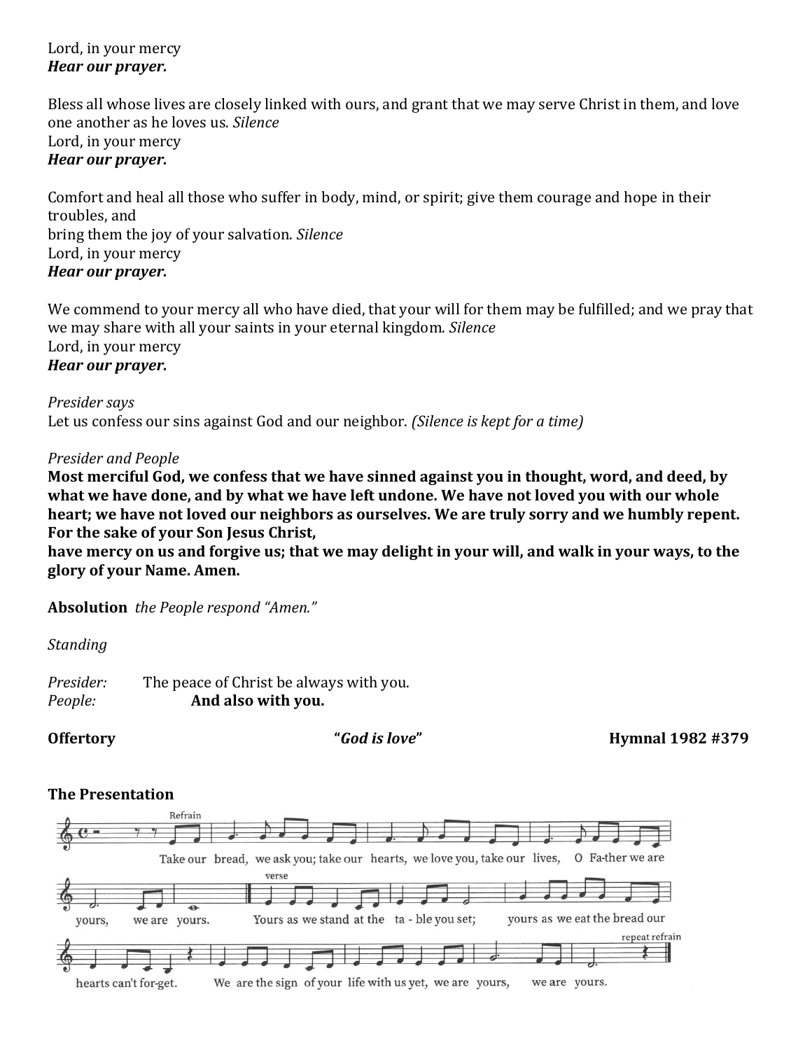Lord, in your mercy
***Hear our prayer.***

Bless all whose lives are closely linked with ours, and grant that we may serve Christ in them, and love one another as he loves us. *Silence*
Lord, in your mercy
***Hear our prayer.***

Comfort and heal all those who suffer in body, mind, or spirit; give them courage and hope in their troubles, and
bring them the joy of your salvation. *Silence*
Lord, in your mercy
***Hear our prayer.***

We commend to your mercy all who have died, that your will for them may be fulfilled; and we pray that we may share with all your saints in your eternal kingdom. *Silence*
Lord, in your mercy
***Hear our prayer.***

*Presider says*
Let us confess our sins against God and our neighbor. *(Silence is kept for a time)*

*Presider and People*
**Most merciful God, we confess that we have sinned against you in thought, word, and deed, by what we have done, and by what we have left undone. We have not loved you with our whole heart; we have not loved our neighbors as ourselves. We are truly sorry and we humbly repent. For the sake of your Son Jesus Christ,**
**have mercy on us and forgive us; that we may delight in your will, and walk in your ways, to the glory of your Name. Amen.**

**Absolution** *the People respond "Amen."*

*Standing*

*Presider:* The peace of Christ be always with you.
*People:* **And also with you.**

**Offertory** "***God is love***" **Hymnal 1982 #379**

**The Presentation**

Refrain
Take our bread, we ask you; take our hearts, we love you, take our lives, O Fa-ther we are yours, we are yours.

verse
Yours as we stand at the ta - ble you set; yours as we eat the bread our hearts can't for-get. We are the sign of your life with us yet, we are yours, we are yours.

repeat refrain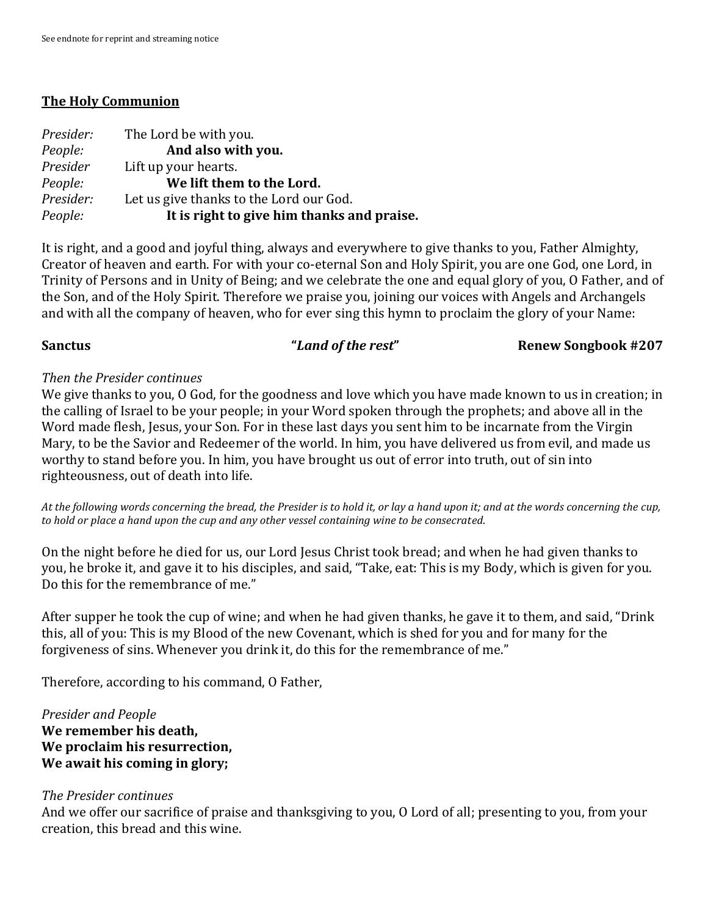See endnote for reprint and streaming notice

## The Holy Communion

*Presider:* The Lord be with you.
*People:* **And also with you.**
*Presider* Lift up your hearts.
*People:* **We lift them to the Lord.**
*Presider:* Let us give thanks to the Lord our God.
*People:* **It is right to give him thanks and praise.**

It is right, and a good and joyful thing, always and everywhere to give thanks to you, Father Almighty, Creator of heaven and earth. For with your co-eternal Son and Holy Spirit, you are one God, one Lord, in Trinity of Persons and in Unity of Being; and we celebrate the one and equal glory of you, O Father, and of the Son, and of the Holy Spirit. Therefore we praise you, joining our voices with Angels and Archangels and with all the company of heaven, who for ever sing this hymn to proclaim the glory of your Name:

**Sanctus** **"*Land of the rest*"** **Renew Songbook #207**

*Then the Presider continues*
We give thanks to you, O God, for the goodness and love which you have made known to us in creation; in the calling of Israel to be your people; in your Word spoken through the prophets; and above all in the Word made flesh, Jesus, your Son. For in these last days you sent him to be incarnate from the Virgin Mary, to be the Savior and Redeemer of the world. In him, you have delivered us from evil, and made us worthy to stand before you. In him, you have brought us out of error into truth, out of sin into righteousness, out of death into life.

*At the following words concerning the bread, the Presider is to hold it, or lay a hand upon it; and at the words concerning the cup, to hold or place a hand upon the cup and any other vessel containing wine to be consecrated.*

On the night before he died for us, our Lord Jesus Christ took bread; and when he had given thanks to you, he broke it, and gave it to his disciples, and said, "Take, eat: This is my Body, which is given for you. Do this for the remembrance of me."

After supper he took the cup of wine; and when he had given thanks, he gave it to them, and said, "Drink this, all of you: This is my Blood of the new Covenant, which is shed for you and for many for the forgiveness of sins. Whenever you drink it, do this for the remembrance of me."

Therefore, according to his command, O Father,

*Presider and People*
**We remember his death,**
**We proclaim his resurrection,**
**We await his coming in glory;**

*The Presider continues*
And we offer our sacrifice of praise and thanksgiving to you, O Lord of all; presenting to you, from your creation, this bread and this wine.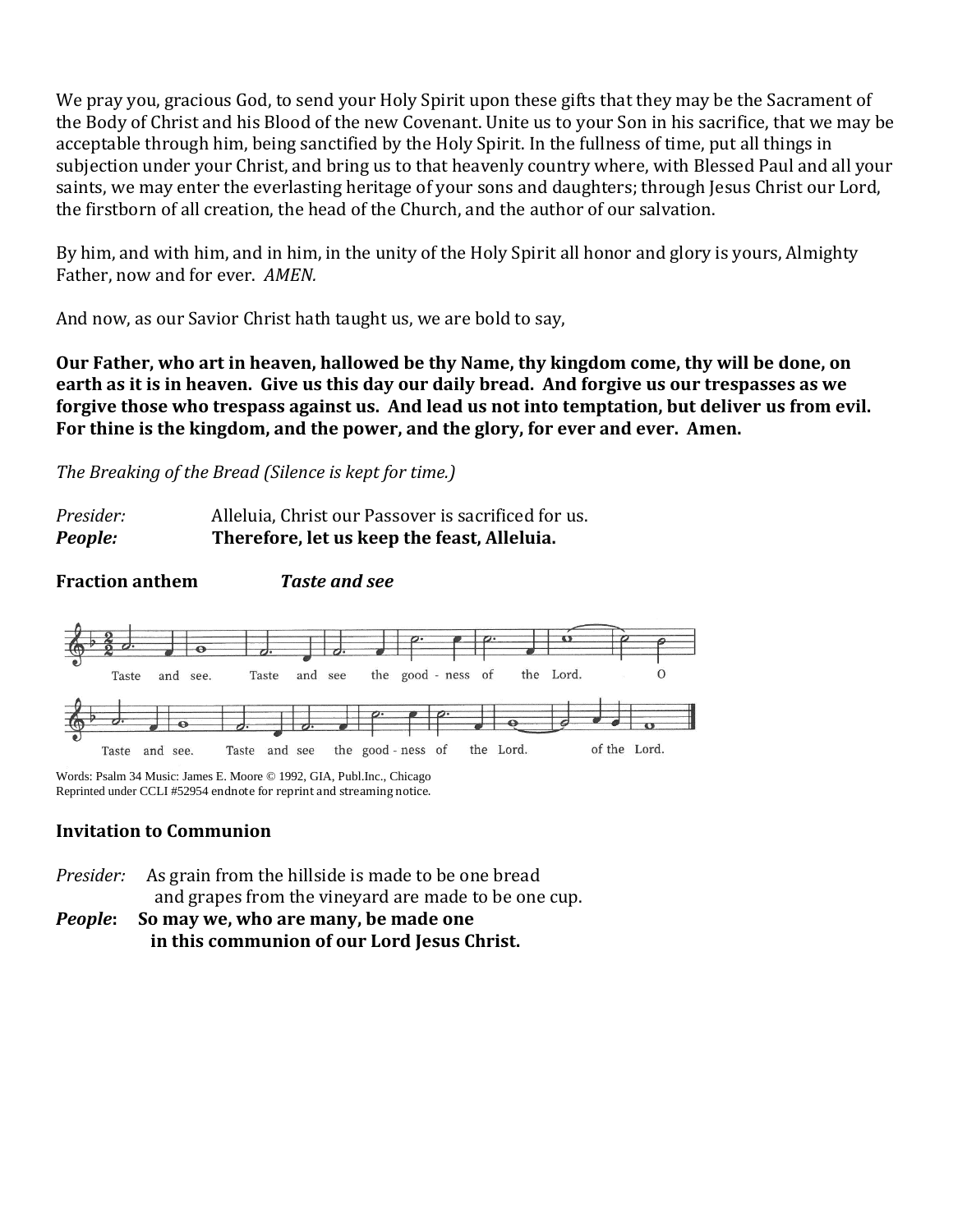We pray you, gracious God, to send your Holy Spirit upon these gifts that they may be the Sacrament of the Body of Christ and his Blood of the new Covenant. Unite us to your Son in his sacrifice, that we may be acceptable through him, being sanctified by the Holy Spirit. In the fullness of time, put all things in subjection under your Christ, and bring us to that heavenly country where, with Blessed Paul and all your saints, we may enter the everlasting heritage of your sons and daughters; through Jesus Christ our Lord, the firstborn of all creation, the head of the Church, and the author of our salvation.

By him, and with him, and in him, in the unity of the Holy Spirit all honor and glory is yours, Almighty Father, now and for ever. *AMEN.*

And now, as our Savior Christ hath taught us, we are bold to say,

**Our Father, who art in heaven, hallowed be thy Name, thy kingdom come, thy will be done, on earth as it is in heaven. Give us this day our daily bread. And forgive us our trespasses as we forgive those who trespass against us. And lead us not into temptation, but deliver us from evil. For thine is the kingdom, and the power, and the glory, for ever and ever. Amen.**

*The Breaking of the Bread (Silence is kept for time.)*

*Presider:* Alleluia, Christ our Passover is sacrificed for us.
***People:*** **Therefore, let us keep the feast, Alleluia.**

**Fraction anthem** ***Taste and see***

Taste and see. Taste and see the good - ness of the Lord. O

Taste and see. Taste and see the good - ness of the Lord. of the Lord.

Words: Psalm 34 Music: James E. Moore © 1992, GIA, Publ.Inc., Chicago
Reprinted under CCLI #52954 endnote for reprint and streaming notice.

**Invitation to Communion**

*Presider:* As grain from the hillside is made to be one bread
and grapes from the vineyard are made to be one cup.
***People*:** **So may we, who are many, be made one**
**in this communion of our Lord Jesus Christ.**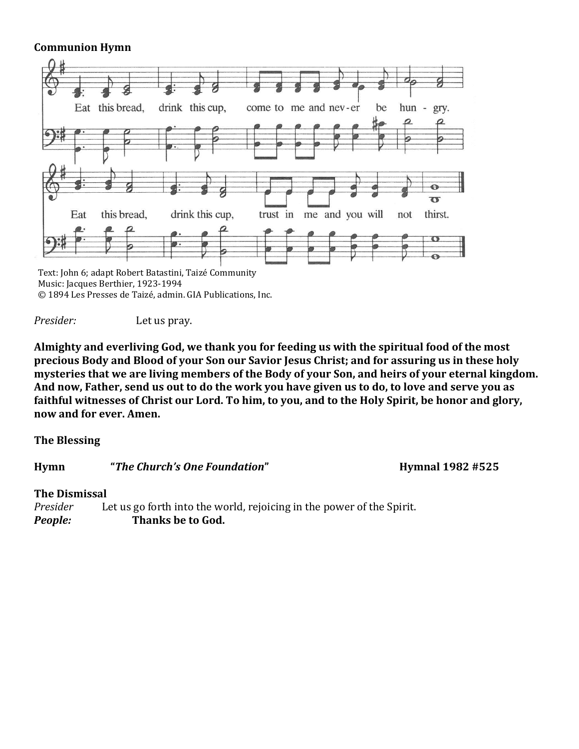**Communion Hymn**

Eat this bread, drink this cup, come to me and nev-er be hun - gry.

Eat this bread, drink this cup, trust in me and you will not thirst.

Text: John 6; adapt Robert Batastini, Taizé Community
Music: Jacques Berthier, 1923-1994
© 1894 Les Presses de Taizé, admin. GIA Publications, Inc.

*Presider:* Let us pray.

**Almighty and everliving God, we thank you for feeding us with the spiritual food of the most precious Body and Blood of your Son our Savior Jesus Christ; and for assuring us in these holy mysteries that we are living members of the Body of your Son, and heirs of your eternal kingdom. And now, Father, send us out to do the work you have given us to do, to love and serve you as faithful witnesses of Christ our Lord. To him, to you, and to the Holy Spirit, be honor and glory, now and for ever. Amen.**

**The Blessing**

**Hymn** "***The Church's One Foundation***" **Hymnal 1982 #525**

**The Dismissal**

*Presider* Let us go forth into the world, rejoicing in the power of the Spirit.

***People:*** **Thanks be to God.**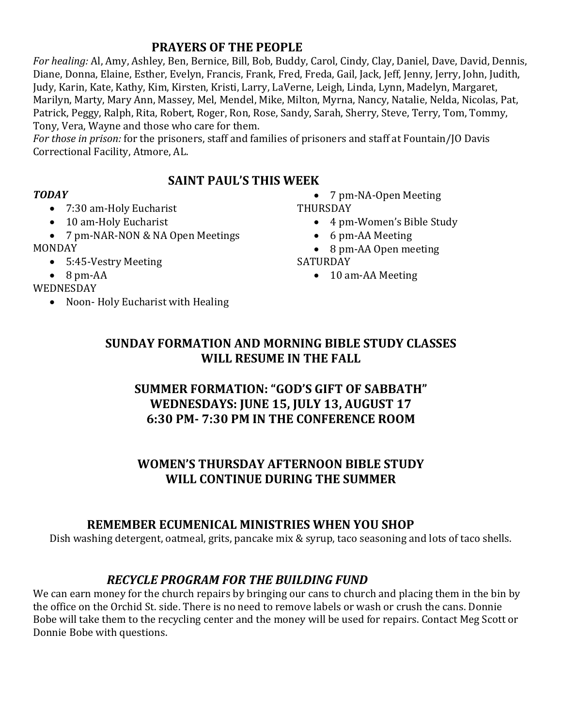## PRAYERS OF THE PEOPLE

*For healing:* Al, Amy, Ashley, Ben, Bernice, Bill, Bob, Buddy, Carol, Cindy, Clay, Daniel, Dave, David, Dennis, Diane, Donna, Elaine, Esther, Evelyn, Francis, Frank, Fred, Freda, Gail, Jack, Jeff, Jenny, Jerry, John, Judith, Judy, Karin, Kate, Kathy, Kim, Kirsten, Kristi, Larry, LaVerne, Leigh, Linda, Lynn, Madelyn, Margaret, Marilyn, Marty, Mary Ann, Massey, Mel, Mendel, Mike, Milton, Myrna, Nancy, Natalie, Nelda, Nicolas, Pat, Patrick, Peggy, Ralph, Rita, Robert, Roger, Ron, Rose, Sandy, Sarah, Sherry, Steve, Terry, Tom, Tommy, Tony, Vera, Wayne and those who care for them.

*For those in prison:* for the prisoners, staff and families of prisoners and staff at Fountain/JO Davis Correctional Facility, Atmore, AL.

## SAINT PAUL'S THIS WEEK

***TODAY***

- 7:30 am-Holy Eucharist
- 10 am-Holy Eucharist
- 7 pm-NAR-NON & NA Open Meetings

MONDAY

- 5:45-Vestry Meeting
- 8 pm-AA

WEDNESDAY

- Noon- Holy Eucharist with Healing
- 7 pm-NA-Open Meeting

THURSDAY

- 4 pm-Women's Bible Study
- 6 pm-AA Meeting
- 8 pm-AA Open meeting

SATURDAY

- 10 am-AA Meeting

## SUNDAY FORMATION AND MORNING BIBLE STUDY CLASSES WILL RESUME IN THE FALL

## SUMMER FORMATION: "GOD'S GIFT OF SABBATH" WEDNESDAYS: JUNE 15, JULY 13, AUGUST 17 6:30 PM- 7:30 PM IN THE CONFERENCE ROOM

## WOMEN'S THURSDAY AFTERNOON BIBLE STUDY WILL CONTINUE DURING THE SUMMER

## REMEMBER ECUMENICAL MINISTRIES WHEN YOU SHOP

Dish washing detergent, oatmeal, grits, pancake mix & syrup, taco seasoning and lots of taco shells.

## *RECYCLE PROGRAM FOR THE BUILDING FUND*

We can earn money for the church repairs by bringing our cans to church and placing them in the bin by the office on the Orchid St. side. There is no need to remove labels or wash or crush the cans. Donnie Bobe will take them to the recycling center and the money will be used for repairs. Contact Meg Scott or Donnie Bobe with questions.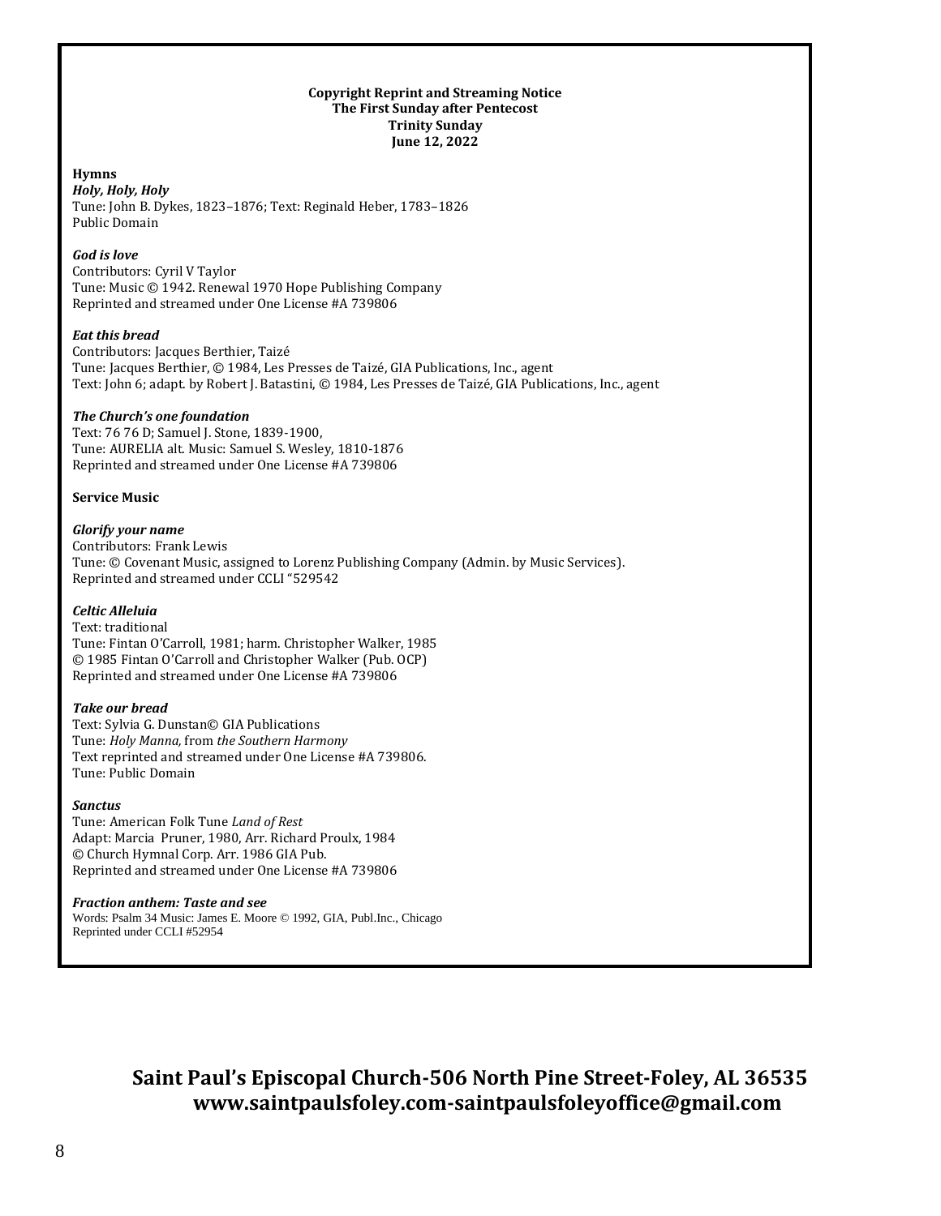**Copyright Reprint and Streaming Notice**
**The First Sunday after Pentecost**
**Trinity Sunday**
**June 12, 2022**

**Hymns**

***Holy, Holy, Holy***
Tune: John B. Dykes, 1823–1876; Text: Reginald Heber, 1783–1826
Public Domain

***God is love***
Contributors: Cyril V Taylor
Tune: Music © 1942. Renewal 1970 Hope Publishing Company
Reprinted and streamed under One License #A 739806

***Eat this bread***
Contributors: Jacques Berthier, Taizé
Tune: Jacques Berthier, © 1984, Les Presses de Taizé, GIA Publications, Inc., agent
Text: John 6; adapt. by Robert J. Batastini, © 1984, Les Presses de Taizé, GIA Publications, Inc., agent

***The Church's one foundation***
Text: 76 76 D; Samuel J. Stone, 1839-1900,
Tune: AURELIA alt. Music: Samuel S. Wesley, 1810-1876
Reprinted and streamed under One License #A 739806

**Service Music**

***Glorify your name***
Contributors: Frank Lewis
Tune: © Covenant Music, assigned to Lorenz Publishing Company (Admin. by Music Services).
Reprinted and streamed under CCLI "529542

***Celtic Alleluia***
Text: traditional
Tune: Fintan O'Carroll, 1981; harm. Christopher Walker, 1985
© 1985 Fintan O'Carroll and Christopher Walker (Pub. OCP)
Reprinted and streamed under One License #A 739806

***Take our bread***
Text: Sylvia G. Dunstan© GIA Publications
Tune: *Holy Manna,* from *the Southern Harmony*
Text reprinted and streamed under One License #A 739806.
Tune: Public Domain

***Sanctus***
Tune: American Folk Tune *Land of Rest*
Adapt: Marcia Pruner, 1980, Arr. Richard Proulx, 1984
© Church Hymnal Corp. Arr. 1986 GIA Pub.
Reprinted and streamed under One License #A 739806

***Fraction anthem: Taste and see***
Words: Psalm 34 Music: James E. Moore © 1992, GIA, Publ.Inc., Chicago
Reprinted under CCLI #52954

**Saint Paul's Episcopal Church-506 North Pine Street-Foley, AL 36535**
**www.saintpaulsfoley.com-saintpaulsfoleyoffice@gmail.com**